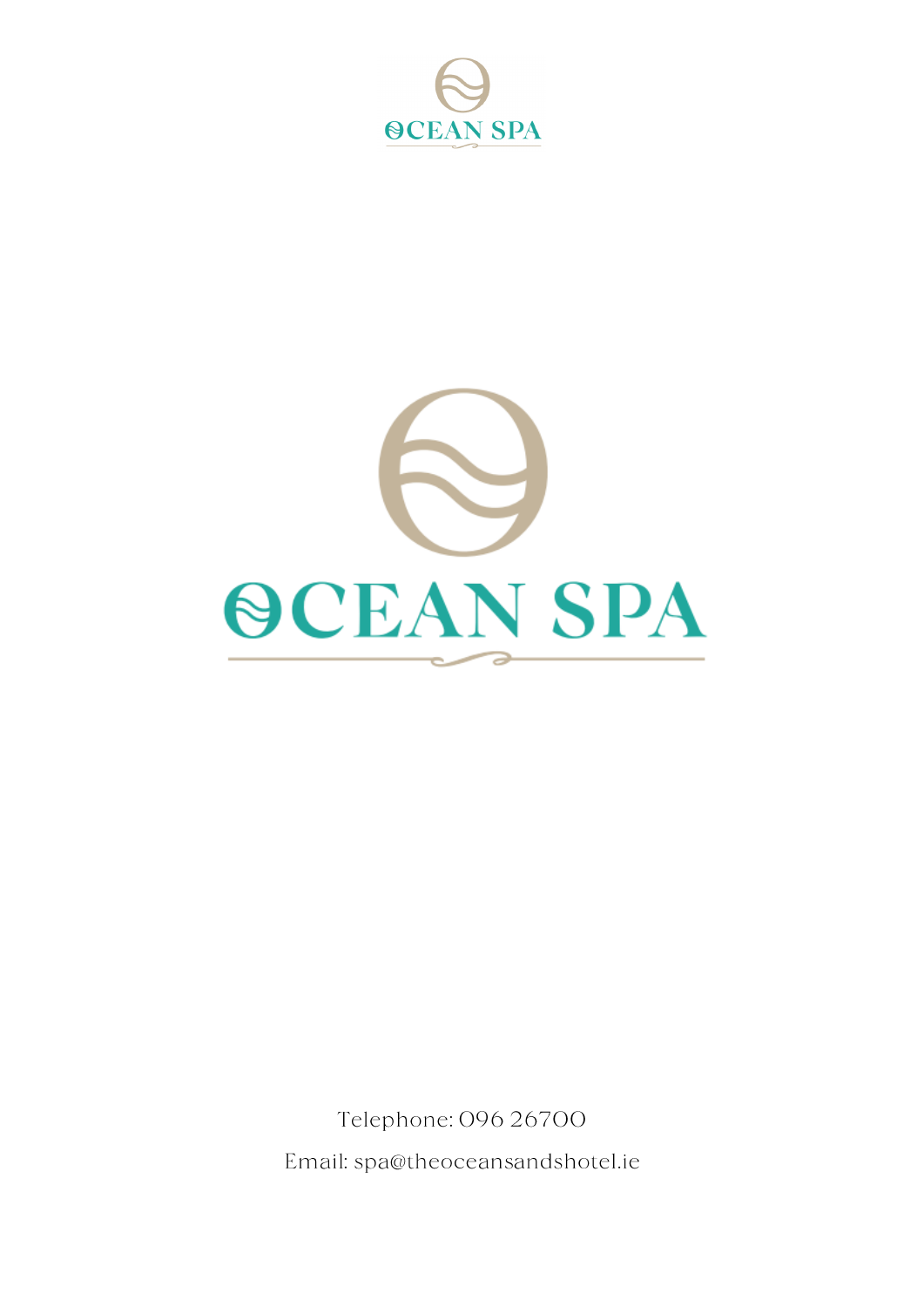# OCEAN SPA

Telephone: 096 26700

Email: spa@theoceansandshotel.ie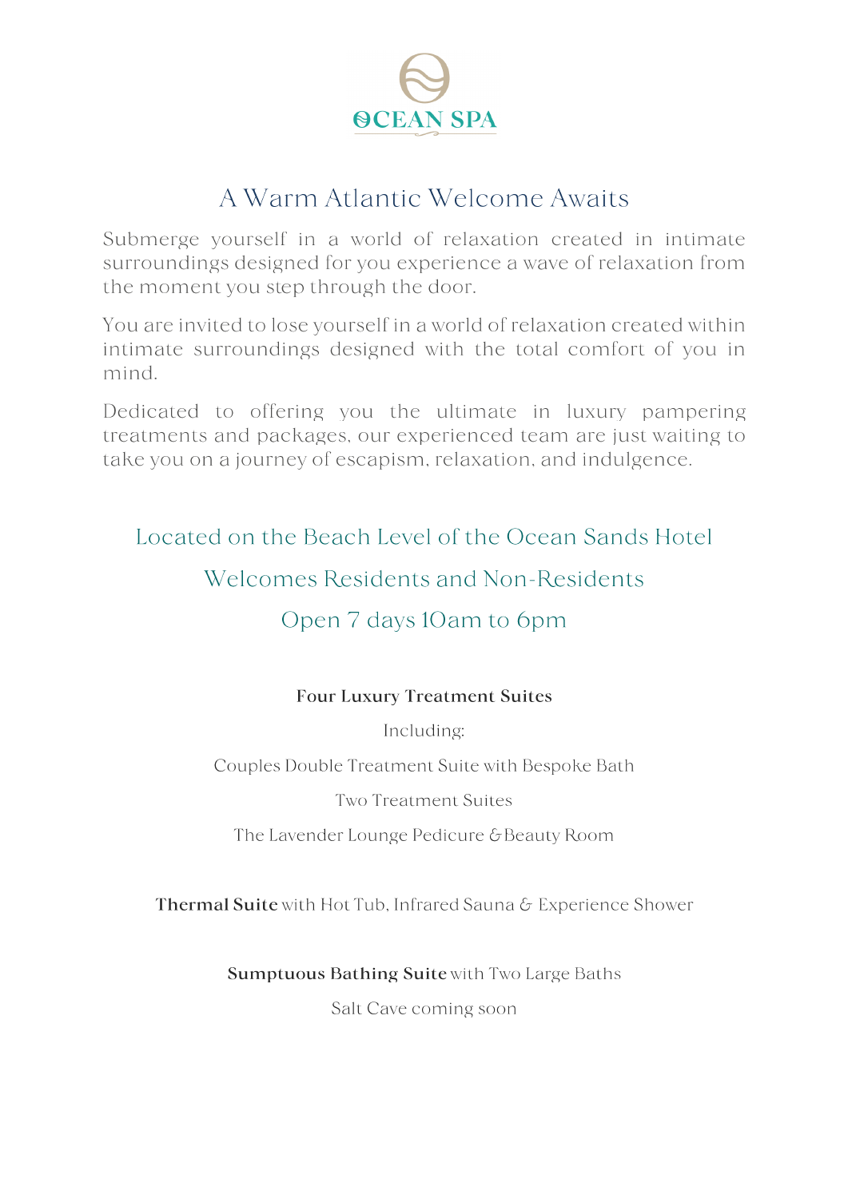OCEAN SPA

# A Warm Atlantic Welcome Awaits

Submerge yourself in a world of relaxation created in intimate surroundings designed for you experience a wave of relaxation from the moment you step through the door.

You are invited to lose yourself in a world of relaxation created within intimate surroundings designed with the total comfort of you in mind.

Dedicated to offering you the ultimate in luxury pampering treatments and packages, our experienced team are just waiting to take you on a journey of escapism, relaxation, and indulgence.

## Located on the Beach Level of the Ocean Sands Hotel

## Welcomes Residents and Non-Residents

## Open 7 days 10am to 6pm

**Four Luxury Treatment Suites**

Including:

Couples Double Treatment Suite with Bespoke Bath

Two Treatment Suites

The Lavender Lounge Pedicure & Beauty Room

**Thermal Suite** with Hot Tub, Infrared Sauna & Experience Shower

**Sumptuous Bathing Suite** with Two Large Baths

Salt Cave coming soon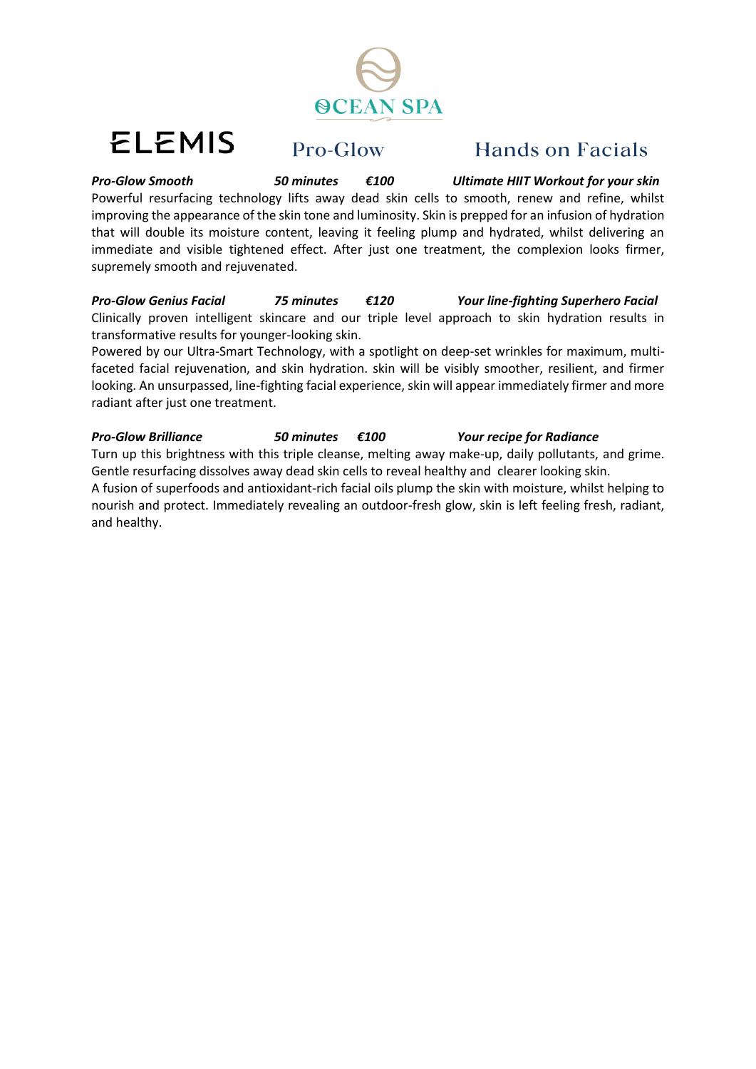OCEAN SPA

# ELEMIS Pro-Glow Hands on Facials

***Pro-Glow Smooth*** ***50 minutes*** ***€100*** ***Ultimate HIIT Workout for your skin***

Powerful resurfacing technology lifts away dead skin cells to smooth, renew and refine, whilst improving the appearance of the skin tone and luminosity. Skin is prepped for an infusion of hydration that will double its moisture content, leaving it feeling plump and hydrated, whilst delivering an immediate and visible tightened effect. After just one treatment, the complexion looks firmer, supremely smooth and rejuvenated.

***Pro-Glow Genius Facial*** ***75 minutes*** ***€120*** ***Your line-fighting Superhero Facial***

Clinically proven intelligent skincare and our triple level approach to skin hydration results in transformative results for younger-looking skin.

Powered by our Ultra-Smart Technology, with a spotlight on deep-set wrinkles for maximum, multi-faceted facial rejuvenation, and skin hydration. skin will be visibly smoother, resilient, and firmer looking. An unsurpassed, line-fighting facial experience, skin will appear immediately firmer and more radiant after just one treatment.

***Pro-Glow Brilliance*** ***50 minutes*** ***€100*** ***Your recipe for Radiance***

Turn up this brightness with this triple cleanse, melting away make-up, daily pollutants, and grime. Gentle resurfacing dissolves away dead skin cells to reveal healthy and clearer looking skin.

A fusion of superfoods and antioxidant-rich facial oils plump the skin with moisture, whilst helping to nourish and protect. Immediately revealing an outdoor-fresh glow, skin is left feeling fresh, radiant, and healthy.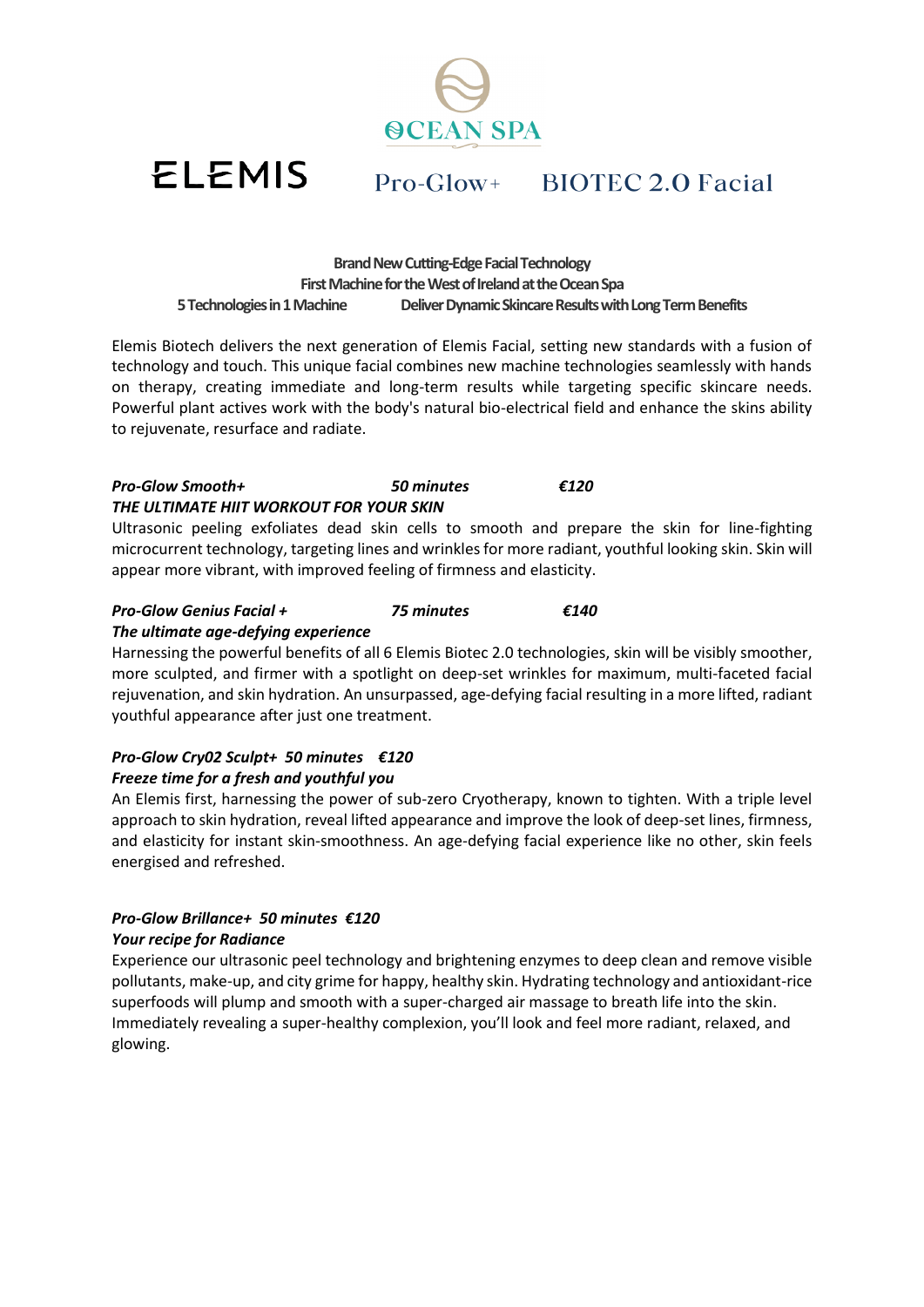OCEAN SPA

ELEMIS

# Pro-Glow+ BIOTEC 2.0 Facial

**Brand New Cutting-Edge Facial Technology**
**First Machine for the West of Ireland at the Ocean Spa**
**5 Technologies in 1 Machine** **Deliver Dynamic Skincare Results with Long Term Benefits**

Elemis Biotech delivers the next generation of Elemis Facial, setting new standards with a fusion of technology and touch. This unique facial combines new machine technologies seamlessly with hands on therapy, creating immediate and long-term results while targeting specific skincare needs. Powerful plant actives work with the body's natural bio-electrical field and enhance the skins ability to rejuvenate, resurface and radiate.

***Pro-Glow Smooth+*** ***50 minutes*** ***€120***
***THE ULTIMATE HIIT WORKOUT FOR YOUR SKIN***

Ultrasonic peeling exfoliates dead skin cells to smooth and prepare the skin for line-fighting microcurrent technology, targeting lines and wrinkles for more radiant, youthful looking skin. Skin will appear more vibrant, with improved feeling of firmness and elasticity.

***Pro-Glow Genius Facial +*** ***75 minutes*** ***€140***
***The ultimate age-defying experience***

Harnessing the powerful benefits of all 6 Elemis Biotec 2.0 technologies, skin will be visibly smoother, more sculpted, and firmer with a spotlight on deep-set wrinkles for maximum, multi-faceted facial rejuvenation, and skin hydration. An unsurpassed, age-defying facial resulting in a more lifted, radiant youthful appearance after just one treatment.

***Pro-Glow Cry02 Sculpt+ 50 minutes €120***
***Freeze time for a fresh and youthful you***

An Elemis first, harnessing the power of sub-zero Cryotherapy, known to tighten. With a triple level approach to skin hydration, reveal lifted appearance and improve the look of deep-set lines, firmness, and elasticity for instant skin-smoothness. An age-defying facial experience like no other, skin feels energised and refreshed.

***Pro-Glow Brillance+ 50 minutes €120***
***Your recipe for Radiance***

Experience our ultrasonic peel technology and brightening enzymes to deep clean and remove visible pollutants, make-up, and city grime for happy, healthy skin. Hydrating technology and antioxidant-rice superfoods will plump and smooth with a super-charged air massage to breath life into the skin. Immediately revealing a super-healthy complexion, you'll look and feel more radiant, relaxed, and glowing.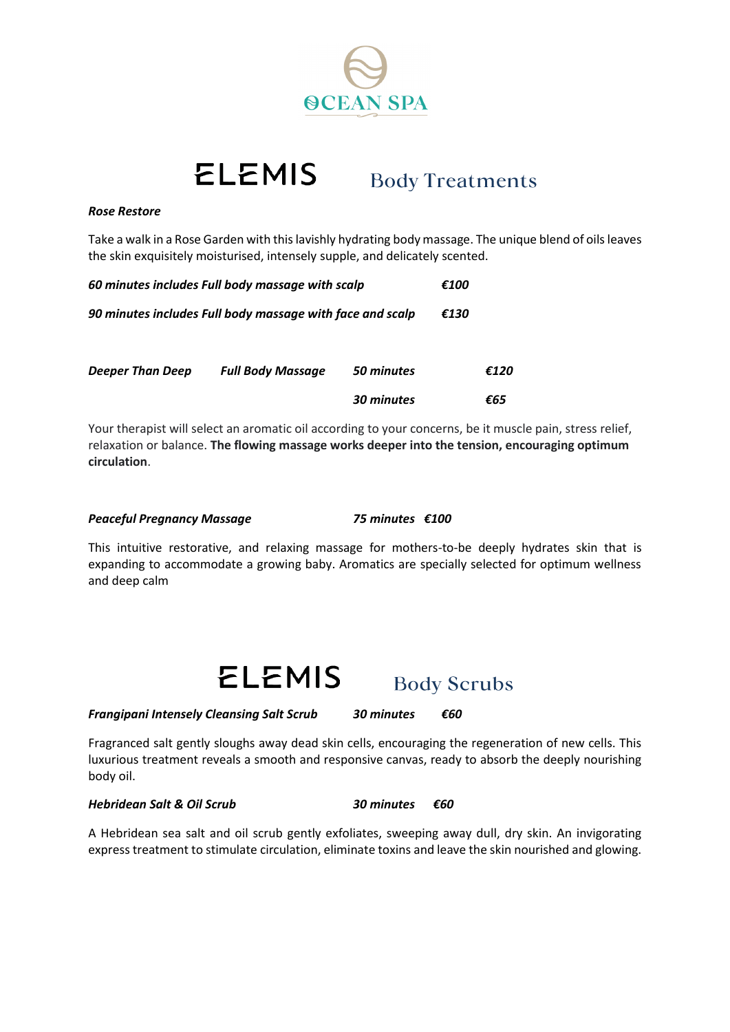# OCEAN SPA

## ELEMIS Body Treatments

***Rose Restore***

Take a walk in a Rose Garden with this lavishly hydrating body massage. The unique blend of oils leaves the skin exquisitely moisturised, intensely supple, and delicately scented.

| | |
|---|---|
| ***60 minutes includes Full body massage with scalp*** | ***€100*** |
| ***90 minutes includes Full body massage with face and scalp*** | ***€130*** |

| | | | |
|---|---|---|---|
| ***Deeper Than Deep*** | ***Full Body Massage*** | ***50 minutes*** | ***€120*** |
| | | ***30 minutes*** | ***€65*** |

Your therapist will select an aromatic oil according to your concerns, be it muscle pain, stress relief, relaxation or balance. **The flowing massage works deeper into the tension, encouraging optimum circulation**.

***Peaceful Pregnancy Massage*** ***75 minutes €100***

This intuitive restorative, and relaxing massage for mothers-to-be deeply hydrates skin that is expanding to accommodate a growing baby. Aromatics are specially selected for optimum wellness and deep calm

## ELEMIS Body Scrubs

***Frangipani Intensely Cleansing Salt Scrub*** ***30 minutes €60***

Fragranced salt gently sloughs away dead skin cells, encouraging the regeneration of new cells. This luxurious treatment reveals a smooth and responsive canvas, ready to absorb the deeply nourishing body oil.

***Hebridean Salt & Oil Scrub*** ***30 minutes €60***

A Hebridean sea salt and oil scrub gently exfoliates, sweeping away dull, dry skin. An invigorating express treatment to stimulate circulation, eliminate toxins and leave the skin nourished and glowing.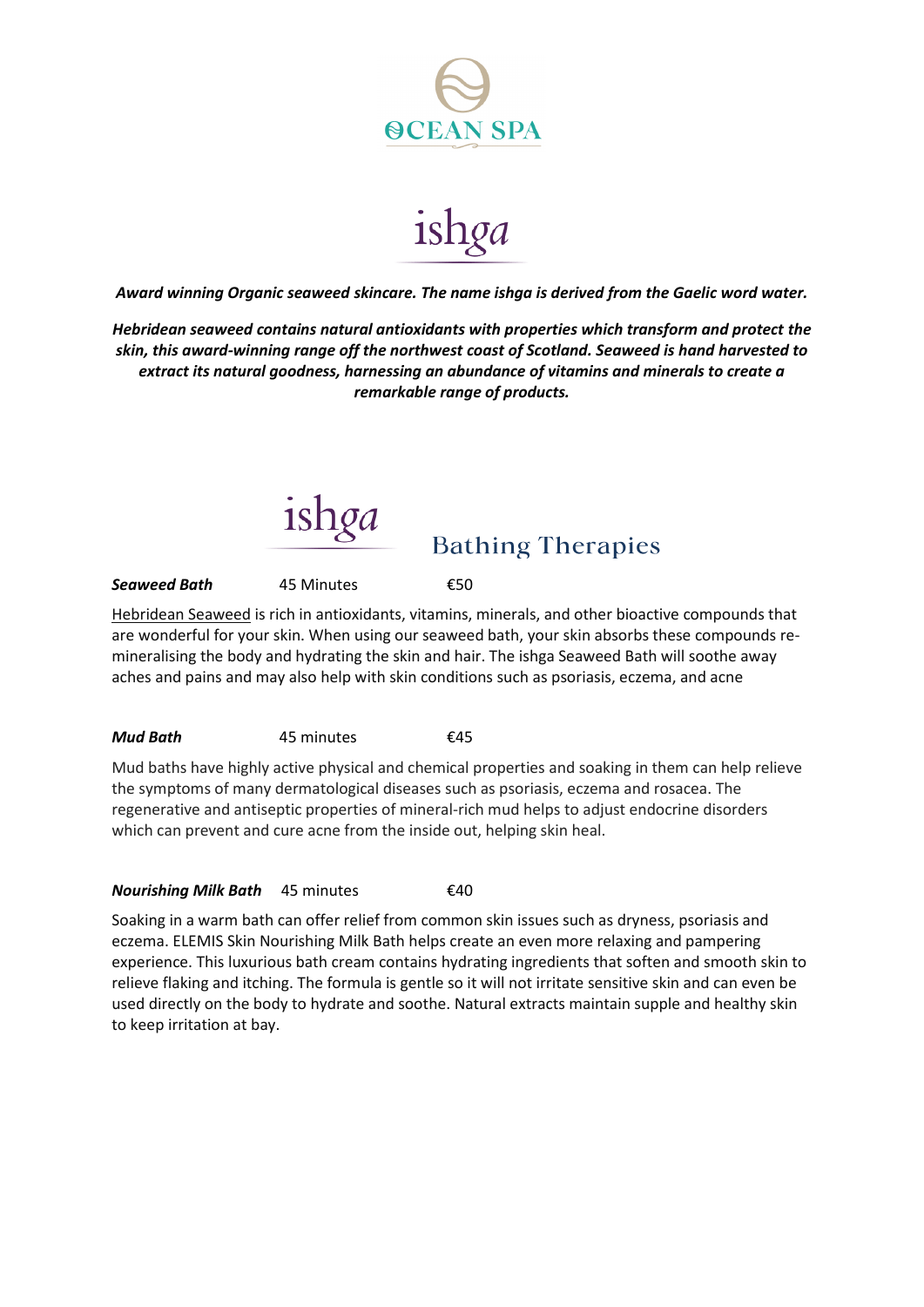OCEAN SPA

ishga

***Award winning Organic seaweed skincare. The name ishga is derived from the Gaelic word water.***

***Hebridean seaweed contains natural antioxidants with properties which transform and protect the skin, this award-winning range off the northwest coast of Scotland. Seaweed is hand harvested to extract its natural goodness, harnessing an abundance of vitamins and minerals to create a remarkable range of products.***

## ishga Bathing Therapies

***Seaweed Bath*** 45 Minutes €50

Hebridean Seaweed is rich in antioxidants, vitamins, minerals, and other bioactive compounds that are wonderful for your skin. When using our seaweed bath, your skin absorbs these compounds re-mineralising the body and hydrating the skin and hair. The ishga Seaweed Bath will soothe away aches and pains and may also help with skin conditions such as psoriasis, eczema, and acne

***Mud Bath*** 45 minutes €45

Mud baths have highly active physical and chemical properties and soaking in them can help relieve the symptoms of many dermatological diseases such as psoriasis, eczema and rosacea. The regenerative and antiseptic properties of mineral-rich mud helps to adjust endocrine disorders which can prevent and cure acne from the inside out, helping skin heal.

***Nourishing Milk Bath*** 45 minutes €40

Soaking in a warm bath can offer relief from common skin issues such as dryness, psoriasis and eczema. ELEMIS Skin Nourishing Milk Bath helps create an even more relaxing and pampering experience. This luxurious bath cream contains hydrating ingredients that soften and smooth skin to relieve flaking and itching. The formula is gentle so it will not irritate sensitive skin and can even be used directly on the body to hydrate and soothe. Natural extracts maintain supple and healthy skin to keep irritation at bay.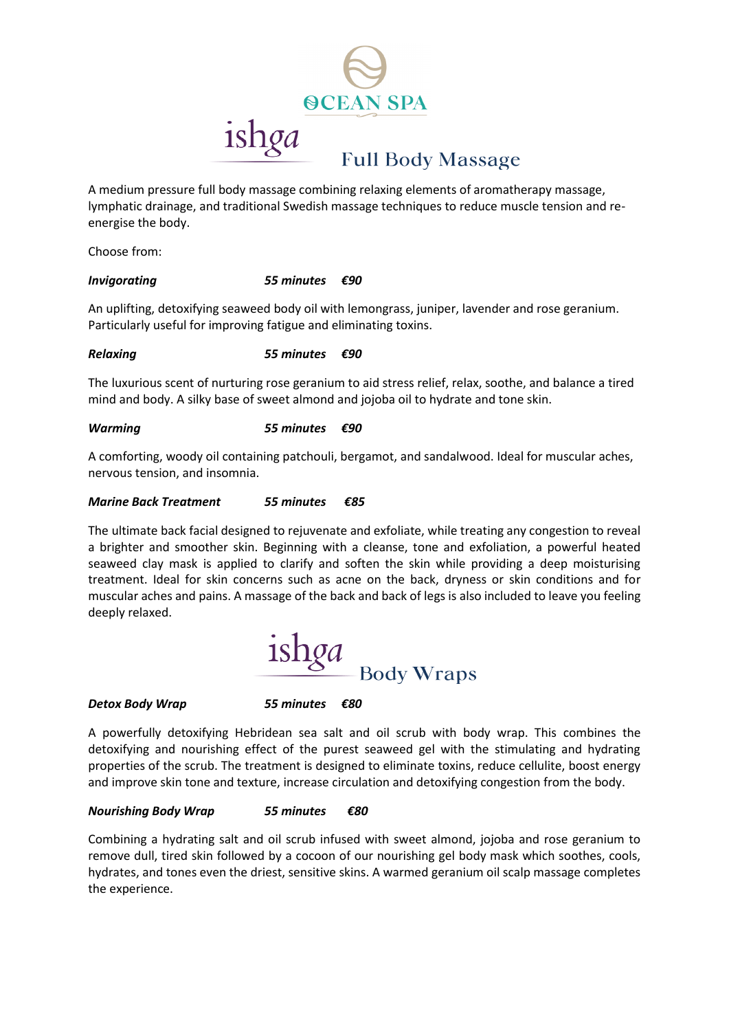OCEAN SPA

ishga

## Full Body Massage

A medium pressure full body massage combining relaxing elements of aromatherapy massage, lymphatic drainage, and traditional Swedish massage techniques to reduce muscle tension and re-energise the body.

Choose from:

***Invigorating*** ***55 minutes €90***

An uplifting, detoxifying seaweed body oil with lemongrass, juniper, lavender and rose geranium. Particularly useful for improving fatigue and eliminating toxins.

***Relaxing*** ***55 minutes €90***

The luxurious scent of nurturing rose geranium to aid stress relief, relax, soothe, and balance a tired mind and body. A silky base of sweet almond and jojoba oil to hydrate and tone skin.

***Warming*** ***55 minutes €90***

A comforting, woody oil containing patchouli, bergamot, and sandalwood. Ideal for muscular aches, nervous tension, and insomnia.

***Marine Back Treatment*** ***55 minutes €85***

The ultimate back facial designed to rejuvenate and exfoliate, while treating any congestion to reveal a brighter and smoother skin. Beginning with a cleanse, tone and exfoliation, a powerful heated seaweed clay mask is applied to clarify and soften the skin while providing a deep moisturising treatment. Ideal for skin concerns such as acne on the back, dryness or skin conditions and for muscular aches and pains. A massage of the back and back of legs is also included to leave you feeling deeply relaxed.

ishga

## Body Wraps

***Detox Body Wrap*** ***55 minutes €80***

A powerfully detoxifying Hebridean sea salt and oil scrub with body wrap. This combines the detoxifying and nourishing effect of the purest seaweed gel with the stimulating and hydrating properties of the scrub. The treatment is designed to eliminate toxins, reduce cellulite, boost energy and improve skin tone and texture, increase circulation and detoxifying congestion from the body.

***Nourishing Body Wrap*** ***55 minutes €80***

Combining a hydrating salt and oil scrub infused with sweet almond, jojoba and rose geranium to remove dull, tired skin followed by a cocoon of our nourishing gel body mask which soothes, cools, hydrates, and tones even the driest, sensitive skins. A warmed geranium oil scalp massage completes the experience.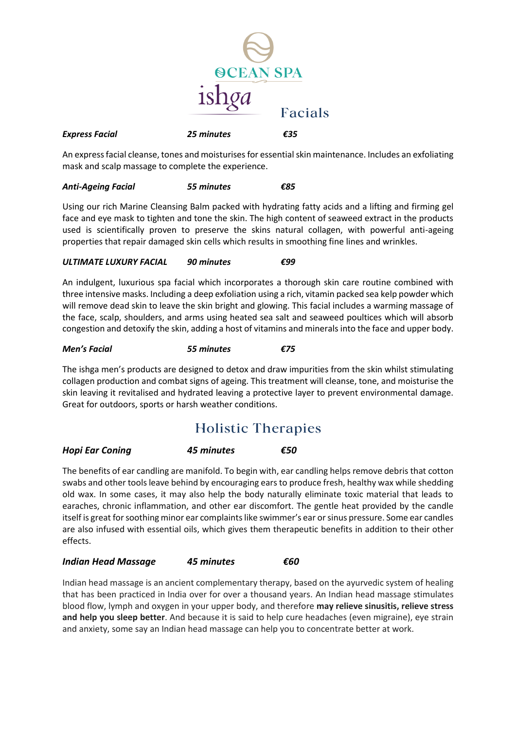OCEAN SPA

ishga

## Facials

***Express Facial*** ***25 minutes*** ***€35***

An express facial cleanse, tones and moisturises for essential skin maintenance. Includes an exfoliating mask and scalp massage to complete the experience.

***Anti-Ageing Facial*** ***55 minutes*** ***€85***

Using our rich Marine Cleansing Balm packed with hydrating fatty acids and a lifting and firming gel face and eye mask to tighten and tone the skin. The high content of seaweed extract in the products used is scientifically proven to preserve the skins natural collagen, with powerful anti-ageing properties that repair damaged skin cells which results in smoothing fine lines and wrinkles.

***ULTIMATE LUXURY FACIAL*** ***90 minutes*** ***€99***

An indulgent, luxurious spa facial which incorporates a thorough skin care routine combined with three intensive masks. Including a deep exfoliation using a rich, vitamin packed sea kelp powder which will remove dead skin to leave the skin bright and glowing. This facial includes a warming massage of the face, scalp, shoulders, and arms using heated sea salt and seaweed poultices which will absorb congestion and detoxify the skin, adding a host of vitamins and minerals into the face and upper body.

***Men's Facial*** ***55 minutes*** ***€75***

The ishga men's products are designed to detox and draw impurities from the skin whilst stimulating collagen production and combat signs of ageing. This treatment will cleanse, tone, and moisturise the skin leaving it revitalised and hydrated leaving a protective layer to prevent environmental damage. Great for outdoors, sports or harsh weather conditions.

## Holistic Therapies

***Hopi Ear Coning*** ***45 minutes*** ***€50***

The benefits of ear candling are manifold. To begin with, ear candling helps remove debris that cotton swabs and other tools leave behind by encouraging ears to produce fresh, healthy wax while shedding old wax. In some cases, it may also help the body naturally eliminate toxic material that leads to earaches, chronic inflammation, and other ear discomfort. The gentle heat provided by the candle itself is great for soothing minor ear complaints like swimmer's ear or sinus pressure. Some ear candles are also infused with essential oils, which gives them therapeutic benefits in addition to their other effects.

***Indian Head Massage*** ***45 minutes*** ***€60***

Indian head massage is an ancient complementary therapy, based on the ayurvedic system of healing that has been practiced in India over for over a thousand years. An Indian head massage stimulates blood flow, lymph and oxygen in your upper body, and therefore **may relieve sinusitis, relieve stress and help you sleep better**. And because it is said to help cure headaches (even migraine), eye strain and anxiety, some say an Indian head massage can help you to concentrate better at work.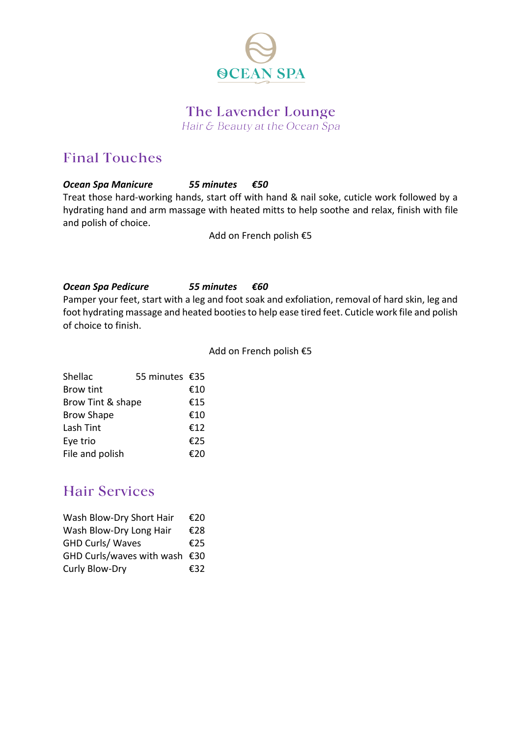OCEAN SPA

# The Lavender Lounge

*Hair & Beauty at the Ocean Spa*

## Final Touches

***Ocean Spa Manicure*** ***55 minutes*** ***€50***

Treat those hard-working hands, start off with hand & nail soke, cuticle work followed by a hydrating hand and arm massage with heated mitts to help soothe and relax, finish with file and polish of choice.

Add on French polish €5

***Ocean Spa Pedicure*** ***55 minutes*** ***€60***

Pamper your feet, start with a leg and foot soak and exfoliation, removal of hard skin, leg and foot hydrating massage and heated booties to help ease tired feet. Cuticle work file and polish of choice to finish.

Add on French polish €5

| | | |
|---|---|---|
| Shellac | 55 minutes | €35 |
| Brow tint | | €10 |
| Brow Tint & shape | | €15 |
| Brow Shape | | €10 |
| Lash Tint | | €12 |
| Eye trio | | €25 |
| File and polish | | €20 |

## Hair Services

| | |
|---|---|
| Wash Blow-Dry Short Hair | €20 |
| Wash Blow-Dry Long Hair | €28 |
| GHD Curls/ Waves | €25 |
| GHD Curls/waves with wash | €30 |
| Curly Blow-Dry | €32 |